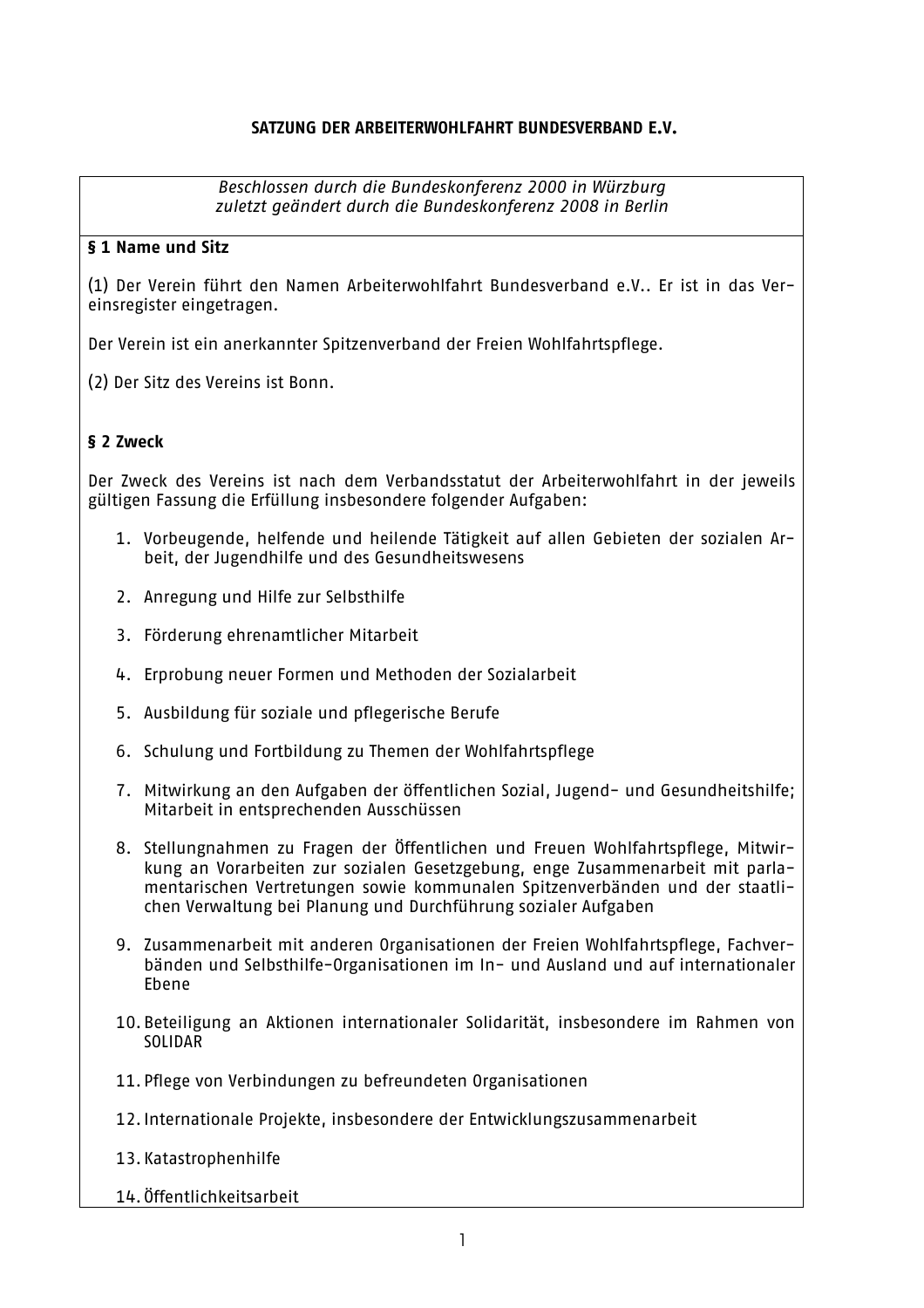# SATZUNG DER ARBEITERWOHLFAHRT BUNDESVERBAND E.V.

*Beschlossen durch die Bundeskonferenz 2000 in Würzburg*
*zuletzt geändert durch die Bundeskonferenz 2008 in Berlin*

## § 1 Name und Sitz

(1) Der Verein führt den Namen Arbeiterwohlfahrt Bundesverband e.V.. Er ist in das Vereinsregister eingetragen.

Der Verein ist ein anerkannter Spitzenverband der Freien Wohlfahrtspflege.

(2) Der Sitz des Vereins ist Bonn.

## § 2 Zweck

Der Zweck des Vereins ist nach dem Verbandsstatut der Arbeiterwohlfahrt in der jeweils gültigen Fassung die Erfüllung insbesondere folgender Aufgaben:

1. Vorbeugende, helfende und heilende Tätigkeit auf allen Gebieten der sozialen Arbeit, der Jugendhilfe und des Gesundheitswesens
2. Anregung und Hilfe zur Selbsthilfe
3. Förderung ehrenamtlicher Mitarbeit
4. Erprobung neuer Formen und Methoden der Sozialarbeit
5. Ausbildung für soziale und pflegerische Berufe
6. Schulung und Fortbildung zu Themen der Wohlfahrtspflege
7. Mitwirkung an den Aufgaben der öffentlichen Sozial, Jugend- und Gesundheitshilfe; Mitarbeit in entsprechenden Ausschüssen
8. Stellungnahmen zu Fragen der Öffentlichen und Freuen Wohlfahrtspflege, Mitwirkung an Vorarbeiten zur sozialen Gesetzgebung, enge Zusammenarbeit mit parlamentarischen Vertretungen sowie kommunalen Spitzenverbänden und der staatlichen Verwaltung bei Planung und Durchführung sozialer Aufgaben
9. Zusammenarbeit mit anderen Organisationen der Freien Wohlfahrtspflege, Fachverbänden und Selbsthilfe-Organisationen im In- und Ausland und auf internationaler Ebene
10. Beteiligung an Aktionen internationaler Solidarität, insbesondere im Rahmen von SOLIDAR
11. Pflege von Verbindungen zu befreundeten Organisationen
12. Internationale Projekte, insbesondere der Entwicklungszusammenarbeit
13. Katastrophenhilfe
14. Öffentlichkeitsarbeit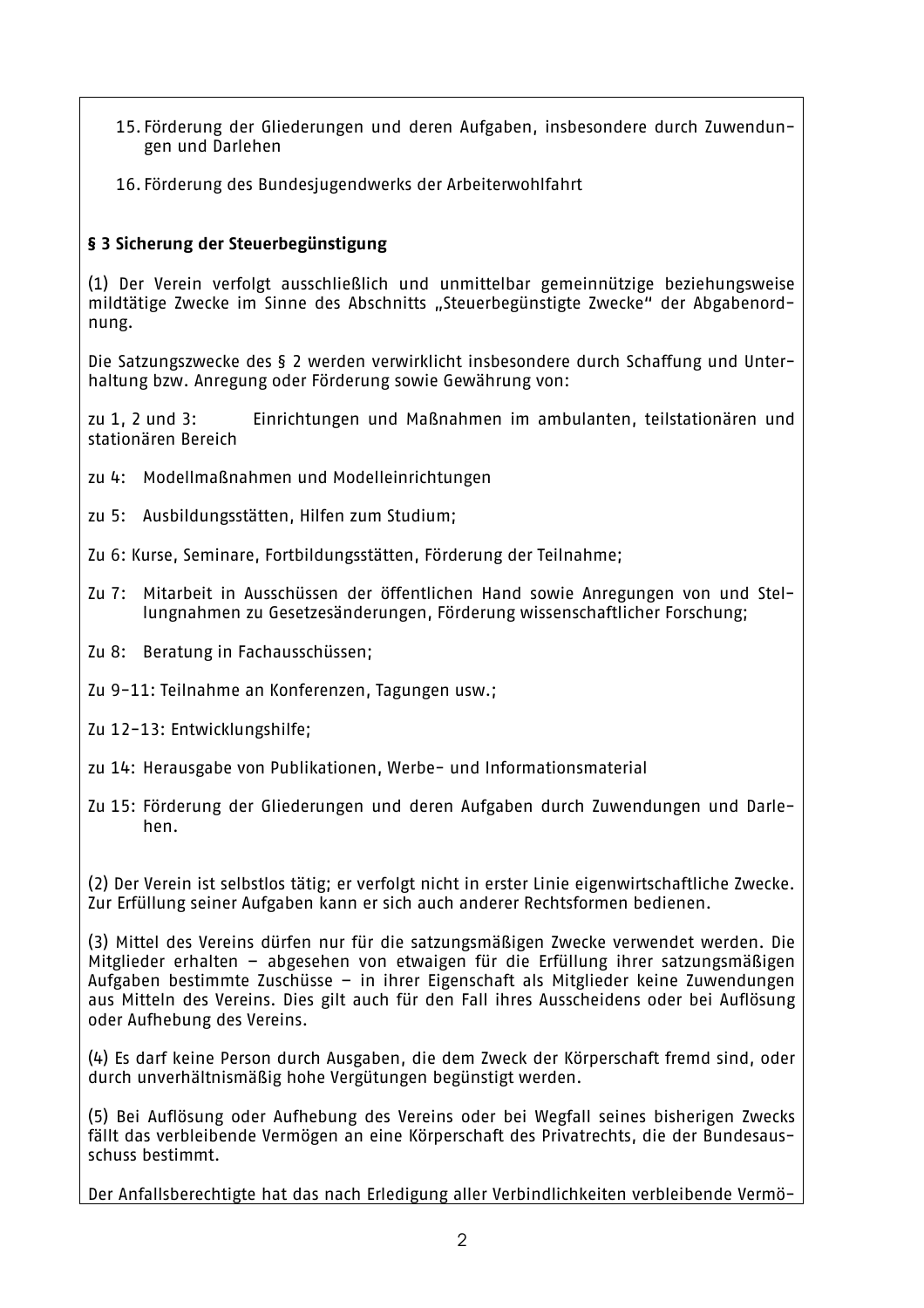15. Förderung der Gliederungen und deren Aufgaben, insbesondere durch Zuwendungen und Darlehen

16. Förderung des Bundesjugendwerks der Arbeiterwohlfahrt

**§ 3 Sicherung der Steuerbegünstigung**

(1) Der Verein verfolgt ausschließlich und unmittelbar gemeinnützige beziehungsweise mildtätige Zwecke im Sinne des Abschnitts „Steuerbegünstigte Zwecke" der Abgabenordnung.

Die Satzungszwecke des § 2 werden verwirklicht insbesondere durch Schaffung und Unterhaltung bzw. Anregung oder Förderung sowie Gewährung von:

zu 1, 2 und 3: Einrichtungen und Maßnahmen im ambulanten, teilstationären und stationären Bereich

zu 4: Modellmaßnahmen und Modelleinrichtungen

zu 5: Ausbildungsstätten, Hilfen zum Studium;

Zu 6: Kurse, Seminare, Fortbildungsstätten, Förderung der Teilnahme;

Zu 7: Mitarbeit in Ausschüssen der öffentlichen Hand sowie Anregungen von und Stellungnahmen zu Gesetzesänderungen, Förderung wissenschaftlicher Forschung;

Zu 8: Beratung in Fachausschüssen;

Zu 9-11: Teilnahme an Konferenzen, Tagungen usw.;

Zu 12-13: Entwicklungshilfe;

zu 14: Herausgabe von Publikationen, Werbe- und Informationsmaterial

Zu 15: Förderung der Gliederungen und deren Aufgaben durch Zuwendungen und Darlehen.

(2) Der Verein ist selbstlos tätig; er verfolgt nicht in erster Linie eigenwirtschaftliche Zwecke. Zur Erfüllung seiner Aufgaben kann er sich auch anderer Rechtsformen bedienen.

(3) Mittel des Vereins dürfen nur für die satzungsmäßigen Zwecke verwendet werden. Die Mitglieder erhalten – abgesehen von etwaigen für die Erfüllung ihrer satzungsmäßigen Aufgaben bestimmte Zuschüsse – in ihrer Eigenschaft als Mitglieder keine Zuwendungen aus Mitteln des Vereins. Dies gilt auch für den Fall ihres Ausscheidens oder bei Auflösung oder Aufhebung des Vereins.

(4) Es darf keine Person durch Ausgaben, die dem Zweck der Körperschaft fremd sind, oder durch unverhältnismäßig hohe Vergütungen begünstigt werden.

(5) Bei Auflösung oder Aufhebung des Vereins oder bei Wegfall seines bisherigen Zwecks fällt das verbleibende Vermögen an eine Körperschaft des Privatrechts, die der Bundesausschuss bestimmt.

Der Anfallsberechtigte hat das nach Erledigung aller Verbindlichkeiten verbleibende Vermö-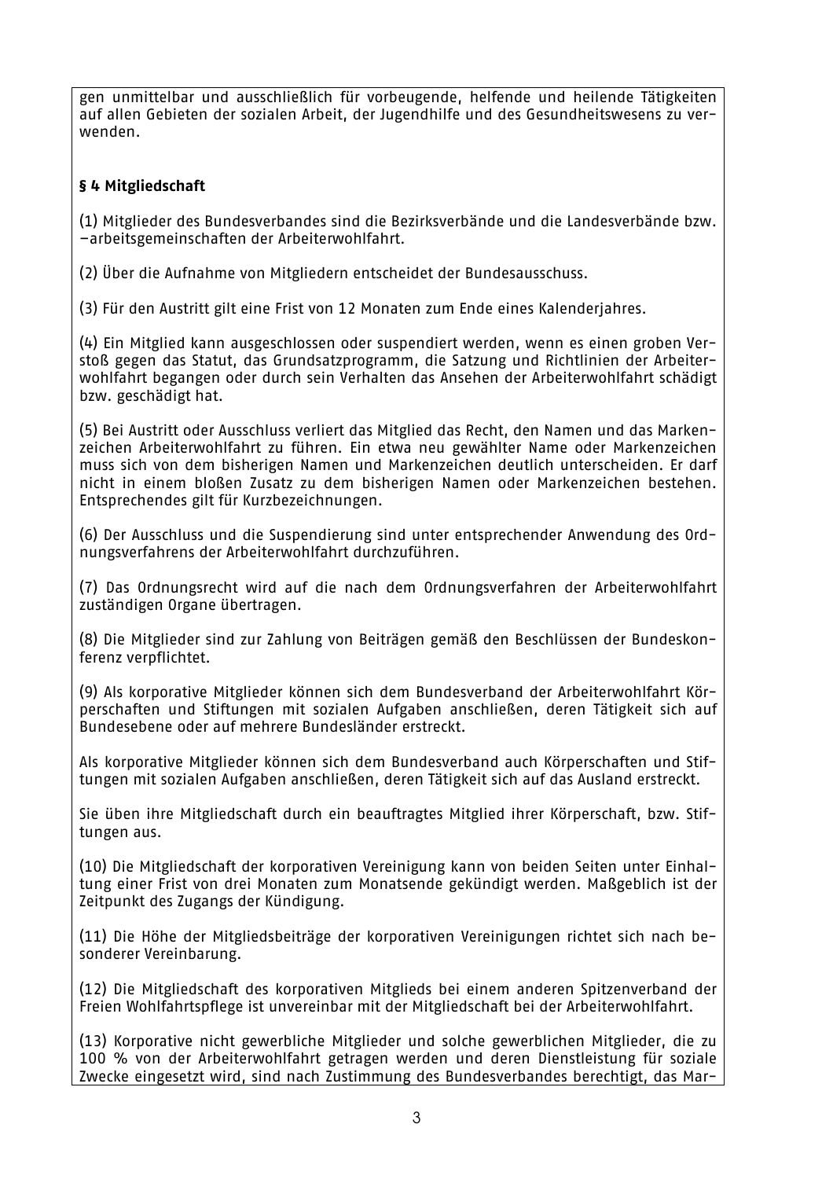gen unmittelbar und ausschließlich für vorbeugende, helfende und heilende Tätigkeiten auf allen Gebieten der sozialen Arbeit, der Jugendhilfe und des Gesundheitswesens zu verwenden.

**§ 4 Mitgliedschaft**

(1) Mitglieder des Bundesverbandes sind die Bezirksverbände und die Landesverbände bzw. –arbeitsgemeinschaften der Arbeiterwohlfahrt.

(2) Über die Aufnahme von Mitgliedern entscheidet der Bundesausschuss.

(3) Für den Austritt gilt eine Frist von 12 Monaten zum Ende eines Kalenderjahres.

(4) Ein Mitglied kann ausgeschlossen oder suspendiert werden, wenn es einen groben Verstoß gegen das Statut, das Grundsatzprogramm, die Satzung und Richtlinien der Arbeiterwohlfahrt begangen oder durch sein Verhalten das Ansehen der Arbeiterwohlfahrt schädigt bzw. geschädigt hat.

(5) Bei Austritt oder Ausschluss verliert das Mitglied das Recht, den Namen und das Markenzeichen Arbeiterwohlfahrt zu führen. Ein etwa neu gewählter Name oder Markenzeichen muss sich von dem bisherigen Namen und Markenzeichen deutlich unterscheiden. Er darf nicht in einem bloßen Zusatz zu dem bisherigen Namen oder Markenzeichen bestehen. Entsprechendes gilt für Kurzbezeichnungen.

(6) Der Ausschluss und die Suspendierung sind unter entsprechender Anwendung des Ordnungsverfahrens der Arbeiterwohlfahrt durchzuführen.

(7) Das Ordnungsrecht wird auf die nach dem Ordnungsverfahren der Arbeiterwohlfahrt zuständigen Organe übertragen.

(8) Die Mitglieder sind zur Zahlung von Beiträgen gemäß den Beschlüssen der Bundeskonferenz verpflichtet.

(9) Als korporative Mitglieder können sich dem Bundesverband der Arbeiterwohlfahrt Körperschaften und Stiftungen mit sozialen Aufgaben anschließen, deren Tätigkeit sich auf Bundesebene oder auf mehrere Bundesländer erstreckt.

Als korporative Mitglieder können sich dem Bundesverband auch Körperschaften und Stiftungen mit sozialen Aufgaben anschließen, deren Tätigkeit sich auf das Ausland erstreckt.

Sie üben ihre Mitgliedschaft durch ein beauftragtes Mitglied ihrer Körperschaft, bzw. Stiftungen aus.

(10) Die Mitgliedschaft der korporativen Vereinigung kann von beiden Seiten unter Einhaltung einer Frist von drei Monaten zum Monatsende gekündigt werden. Maßgeblich ist der Zeitpunkt des Zugangs der Kündigung.

(11) Die Höhe der Mitgliedsbeiträge der korporativen Vereinigungen richtet sich nach besonderer Vereinbarung.

(12) Die Mitgliedschaft des korporativen Mitglieds bei einem anderen Spitzenverband der Freien Wohlfahrtspflege ist unvereinbar mit der Mitgliedschaft bei der Arbeiterwohlfahrt.

(13) Korporative nicht gewerbliche Mitglieder und solche gewerblichen Mitglieder, die zu 100 % von der Arbeiterwohlfahrt getragen werden und deren Dienstleistung für soziale Zwecke eingesetzt wird, sind nach Zustimmung des Bundesverbandes berechtigt, das Mar-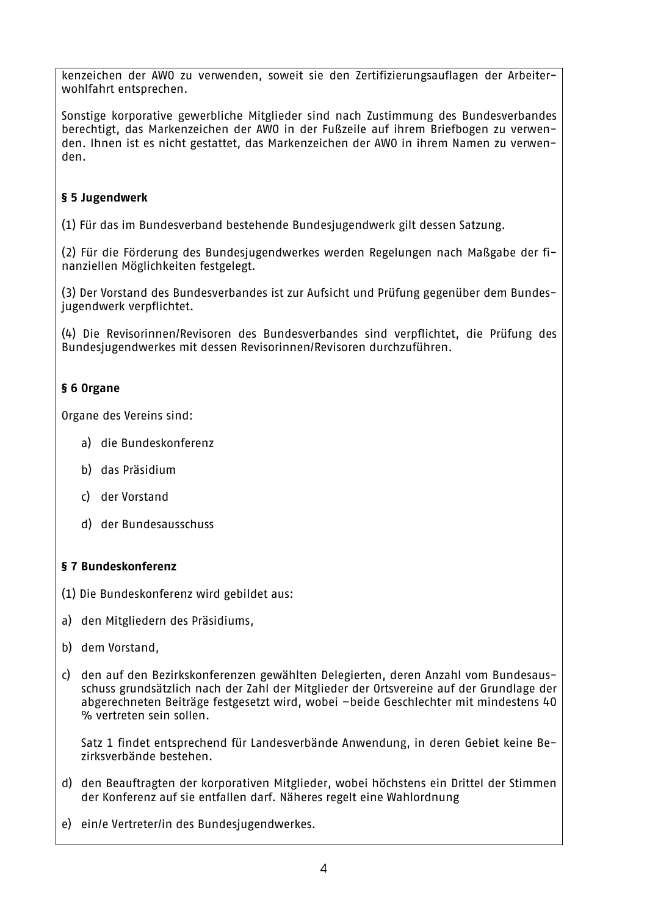kenzeichen der AWO zu verwenden, soweit sie den Zertifizierungsauflagen der Arbeiterwohlfahrt entsprechen.

Sonstige korporative gewerbliche Mitglieder sind nach Zustimmung des Bundesverbandes berechtigt, das Markenzeichen der AWO in der Fußzeile auf ihrem Briefbogen zu verwenden. Ihnen ist es nicht gestattet, das Markenzeichen der AWO in ihrem Namen zu verwenden.

**§ 5 Jugendwerk**

(1) Für das im Bundesverband bestehende Bundesjugendwerk gilt dessen Satzung.

(2) Für die Förderung des Bundesjugendwerkes werden Regelungen nach Maßgabe der finanziellen Möglichkeiten festgelegt.

(3) Der Vorstand des Bundesverbandes ist zur Aufsicht und Prüfung gegenüber dem Bundesjugendwerk verpflichtet.

(4) Die Revisorinnen/Revisoren des Bundesverbandes sind verpflichtet, die Prüfung des Bundesjugendwerkes mit dessen Revisorinnen/Revisoren durchzuführen.

**§ 6 Organe**

Organe des Vereins sind:

a) die Bundeskonferenz

b) das Präsidium

c) der Vorstand

d) der Bundesausschuss

**§ 7 Bundeskonferenz**

(1) Die Bundeskonferenz wird gebildet aus:

a) den Mitgliedern des Präsidiums,

b) dem Vorstand,

c) den auf den Bezirkskonferenzen gewählten Delegierten, deren Anzahl vom Bundesausschuss grundsätzlich nach der Zahl der Mitglieder der Ortsvereine auf der Grundlage der abgerechneten Beiträge festgesetzt wird, wobei –beide Geschlechter mit mindestens 40 % vertreten sein sollen.

   Satz 1 findet entsprechend für Landesverbände Anwendung, in deren Gebiet keine Bezirksverbände bestehen.

d) den Beauftragten der korporativen Mitglieder, wobei höchstens ein Drittel der Stimmen der Konferenz auf sie entfallen darf. Näheres regelt eine Wahlordnung

e) ein/e Vertreter/in des Bundesjugendwerkes.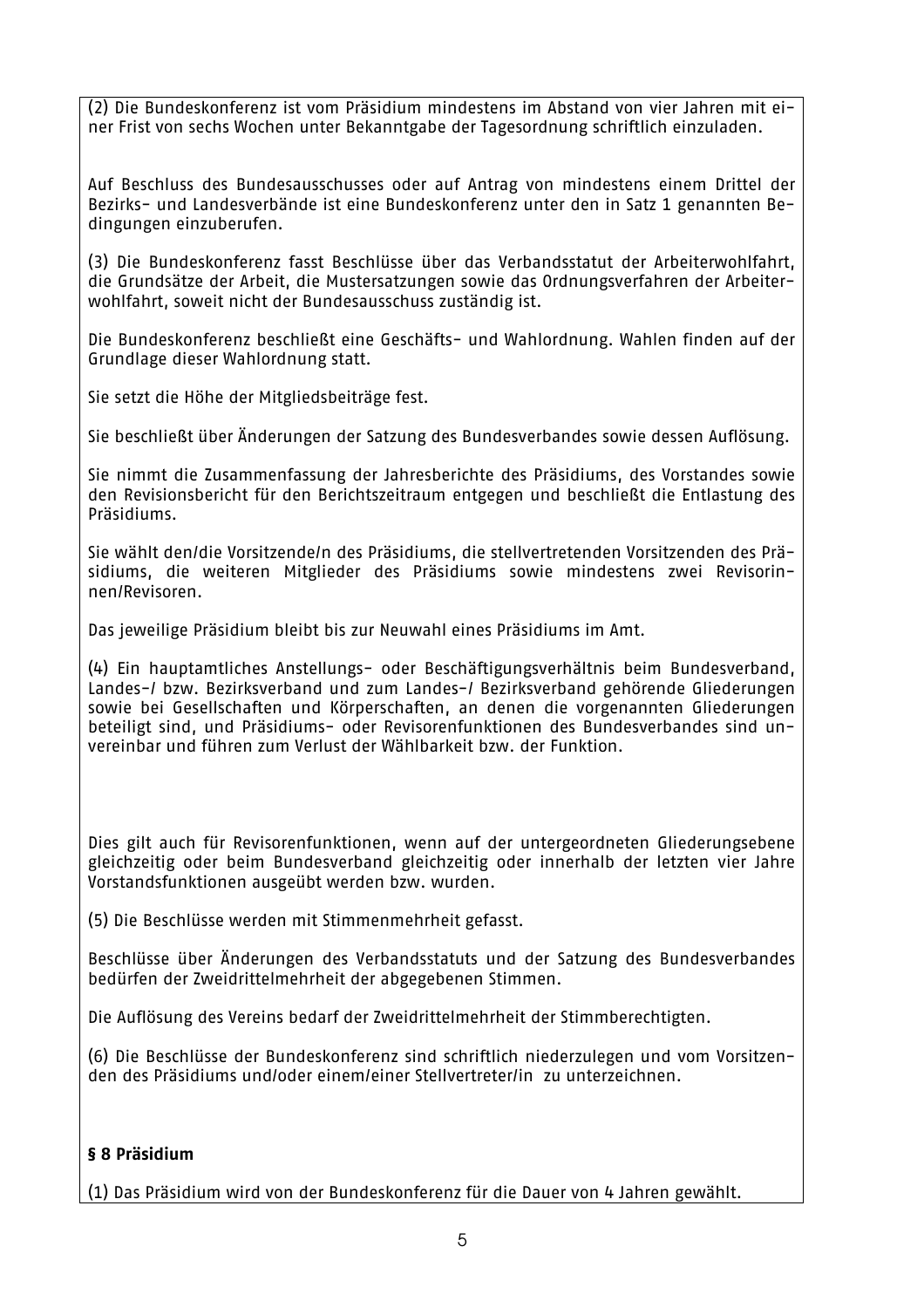(2) Die Bundeskonferenz ist vom Präsidium mindestens im Abstand von vier Jahren mit einer Frist von sechs Wochen unter Bekanntgabe der Tagesordnung schriftlich einzuladen.

Auf Beschluss des Bundesausschusses oder auf Antrag von mindestens einem Drittel der Bezirks- und Landesverbände ist eine Bundeskonferenz unter den in Satz 1 genannten Bedingungen einzuberufen.

(3) Die Bundeskonferenz fasst Beschlüsse über das Verbandsstatut der Arbeiterwohlfahrt, die Grundsätze der Arbeit, die Mustersatzungen sowie das Ordnungsverfahren der Arbeiterwohlfahrt, soweit nicht der Bundesausschuss zuständig ist.

Die Bundeskonferenz beschließt eine Geschäfts- und Wahlordnung. Wahlen finden auf der Grundlage dieser Wahlordnung statt.

Sie setzt die Höhe der Mitgliedsbeiträge fest.

Sie beschließt über Änderungen der Satzung des Bundesverbandes sowie dessen Auflösung.

Sie nimmt die Zusammenfassung der Jahresberichte des Präsidiums, des Vorstandes sowie den Revisionsbericht für den Berichtszeitraum entgegen und beschließt die Entlastung des Präsidiums.

Sie wählt den/die Vorsitzende/n des Präsidiums, die stellvertretenden Vorsitzenden des Präsidiums, die weiteren Mitglieder des Präsidiums sowie mindestens zwei Revisorinnen/Revisoren.

Das jeweilige Präsidium bleibt bis zur Neuwahl eines Präsidiums im Amt.

(4) Ein hauptamtliches Anstellungs- oder Beschäftigungsverhältnis beim Bundesverband, Landes-/ bzw. Bezirksverband und zum Landes-/ Bezirksverband gehörende Gliederungen sowie bei Gesellschaften und Körperschaften, an denen die vorgenannten Gliederungen beteiligt sind, und Präsidiums- oder Revisorenfunktionen des Bundesverbandes sind unvereinbar und führen zum Verlust der Wählbarkeit bzw. der Funktion.

Dies gilt auch für Revisorenfunktionen, wenn auf der untergeordneten Gliederungsebene gleichzeitig oder beim Bundesverband gleichzeitig oder innerhalb der letzten vier Jahre Vorstandsfunktionen ausgeübt werden bzw. wurden.

(5) Die Beschlüsse werden mit Stimmenmehrheit gefasst.

Beschlüsse über Änderungen des Verbandsstatuts und der Satzung des Bundesverbandes bedürfen der Zweidrittelmehrheit der abgegebenen Stimmen.

Die Auflösung des Vereins bedarf der Zweidrittelmehrheit der Stimmberechtigten.

(6) Die Beschlüsse der Bundeskonferenz sind schriftlich niederzulegen und vom Vorsitzenden des Präsidiums und/oder einem/einer Stellvertreter/in zu unterzeichnen.

### § 8 Präsidium

(1) Das Präsidium wird von der Bundeskonferenz für die Dauer von 4 Jahren gewählt.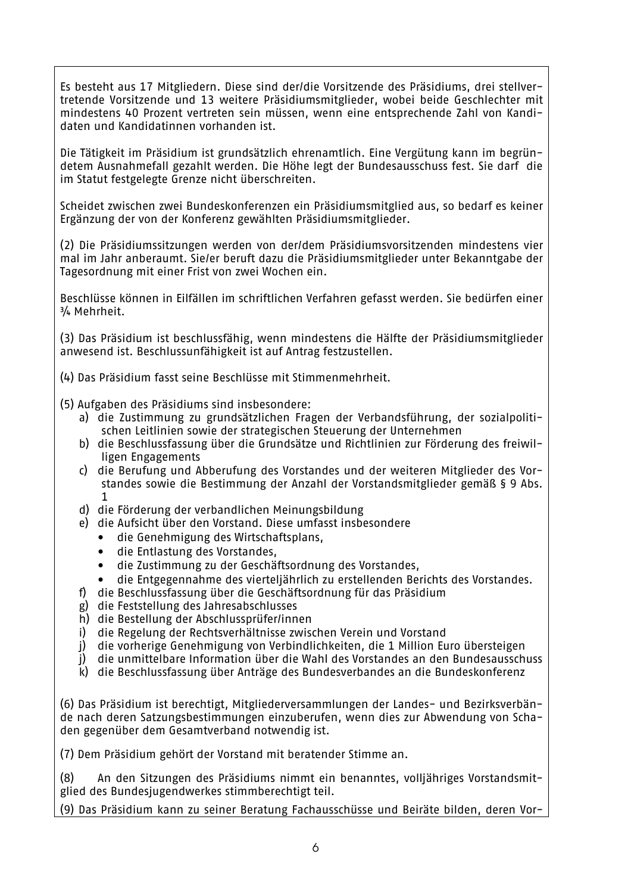Es besteht aus 17 Mitgliedern. Diese sind der/die Vorsitzende des Präsidiums, drei stellvertretende Vorsitzende und 13 weitere Präsidiumsmitglieder, wobei beide Geschlechter mit mindestens 40 Prozent vertreten sein müssen, wenn eine entsprechende Zahl von Kandidaten und Kandidatinnen vorhanden ist.

Die Tätigkeit im Präsidium ist grundsätzlich ehrenamtlich. Eine Vergütung kann im begründetem Ausnahmefall gezahlt werden. Die Höhe legt der Bundesausschuss fest. Sie darf die im Statut festgelegte Grenze nicht überschreiten.

Scheidet zwischen zwei Bundeskonferenzen ein Präsidiumsmitglied aus, so bedarf es keiner Ergänzung der von der Konferenz gewählten Präsidiumsmitglieder.

(2) Die Präsidiumssitzungen werden von der/dem Präsidiumsvorsitzenden mindestens vier mal im Jahr anberaumt. Sie/er beruft dazu die Präsidiumsmitglieder unter Bekanntgabe der Tagesordnung mit einer Frist von zwei Wochen ein.

Beschlüsse können in Eilfällen im schriftlichen Verfahren gefasst werden. Sie bedürfen einer ¾ Mehrheit.

(3) Das Präsidium ist beschlussfähig, wenn mindestens die Hälfte der Präsidiumsmitglieder anwesend ist. Beschlussunfähigkeit ist auf Antrag festzustellen.

(4) Das Präsidium fasst seine Beschlüsse mit Stimmenmehrheit.

(5) Aufgaben des Präsidiums sind insbesondere:

a) die Zustimmung zu grundsätzlichen Fragen der Verbandsführung, der sozialpolitischen Leitlinien sowie der strategischen Steuerung der Unternehmen
b) die Beschlussfassung über die Grundsätze und Richtlinien zur Förderung des freiwilligen Engagements
c) die Berufung und Abberufung des Vorstandes und der weiteren Mitglieder des Vorstandes sowie die Bestimmung der Anzahl der Vorstandsmitglieder gemäß § 9 Abs. 1
d) die Förderung der verbandlichen Meinungsbildung
e) die Aufsicht über den Vorstand. Diese umfasst insbesondere
   - die Genehmigung des Wirtschaftsplans,
   - die Entlastung des Vorstandes,
   - die Zustimmung zu der Geschäftsordnung des Vorstandes,
   - die Entgegennahme des vierteljährlich zu erstellenden Berichts des Vorstandes.
f) die Beschlussfassung über die Geschäftsordnung für das Präsidium
g) die Feststellung des Jahresabschlusses
h) die Bestellung der Abschlussprüfer/innen
i) die Regelung der Rechtsverhältnisse zwischen Verein und Vorstand
j) die vorherige Genehmigung von Verbindlichkeiten, die 1 Million Euro übersteigen
j) die unmittelbare Information über die Wahl des Vorstandes an den Bundesausschuss
k) die Beschlussfassung über Anträge des Bundesverbandes an die Bundeskonferenz

(6) Das Präsidium ist berechtigt, Mitgliederversammlungen der Landes- und Bezirksverbände nach deren Satzungsbestimmungen einzuberufen, wenn dies zur Abwendung von Schaden gegenüber dem Gesamtverband notwendig ist.

(7) Dem Präsidium gehört der Vorstand mit beratender Stimme an.

(8) An den Sitzungen des Präsidiums nimmt ein benanntes, volljähriges Vorstandsmitglied des Bundesjugendwerkes stimmberechtigt teil.

(9) Das Präsidium kann zu seiner Beratung Fachausschüsse und Beiräte bilden, deren Vor-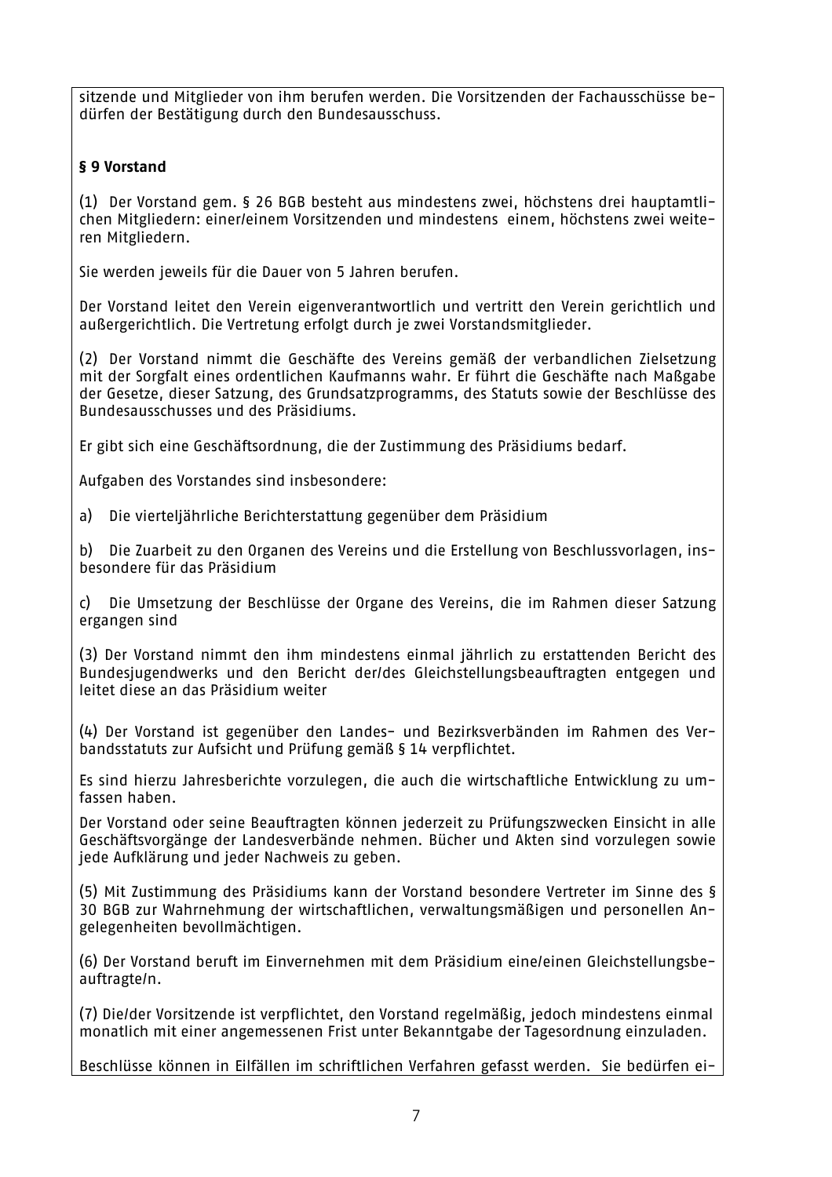sitzende und Mitglieder von ihm berufen werden. Die Vorsitzenden der Fachausschüsse bedürfen der Bestätigung durch den Bundesausschuss.

**§ 9 Vorstand**

(1) Der Vorstand gem. § 26 BGB besteht aus mindestens zwei, höchstens drei hauptamtlichen Mitgliedern: einer/einem Vorsitzenden und mindestens einem, höchstens zwei weiteren Mitgliedern.

Sie werden jeweils für die Dauer von 5 Jahren berufen.

Der Vorstand leitet den Verein eigenverantwortlich und vertritt den Verein gerichtlich und außergerichtlich. Die Vertretung erfolgt durch je zwei Vorstandsmitglieder.

(2) Der Vorstand nimmt die Geschäfte des Vereins gemäß der verbandlichen Zielsetzung mit der Sorgfalt eines ordentlichen Kaufmanns wahr. Er führt die Geschäfte nach Maßgabe der Gesetze, dieser Satzung, des Grundsatzprogramms, des Statuts sowie der Beschlüsse des Bundesausschusses und des Präsidiums.

Er gibt sich eine Geschäftsordnung, die der Zustimmung des Präsidiums bedarf.

Aufgaben des Vorstandes sind insbesondere:

a) Die vierteljährliche Berichterstattung gegenüber dem Präsidium

b) Die Zuarbeit zu den Organen des Vereins und die Erstellung von Beschlussvorlagen, insbesondere für das Präsidium

c) Die Umsetzung der Beschlüsse der Organe des Vereins, die im Rahmen dieser Satzung ergangen sind

(3) Der Vorstand nimmt den ihm mindestens einmal jährlich zu erstattenden Bericht des Bundesjugendwerks und den Bericht der/des Gleichstellungsbeauftragten entgegen und leitet diese an das Präsidium weiter

(4) Der Vorstand ist gegenüber den Landes- und Bezirksverbänden im Rahmen des Verbandsstatuts zur Aufsicht und Prüfung gemäß § 14 verpflichtet.

Es sind hierzu Jahresberichte vorzulegen, die auch die wirtschaftliche Entwicklung zu umfassen haben.

Der Vorstand oder seine Beauftragten können jederzeit zu Prüfungszwecken Einsicht in alle Geschäftsvorgänge der Landesverbände nehmen. Bücher und Akten sind vorzulegen sowie jede Aufklärung und jeder Nachweis zu geben.

(5) Mit Zustimmung des Präsidiums kann der Vorstand besondere Vertreter im Sinne des § 30 BGB zur Wahrnehmung der wirtschaftlichen, verwaltungsmäßigen und personellen Angelegenheiten bevollmächtigen.

(6) Der Vorstand beruft im Einvernehmen mit dem Präsidium eine/einen Gleichstellungsbeauftragte/n.

(7) Die/der Vorsitzende ist verpflichtet, den Vorstand regelmäßig, jedoch mindestens einmal monatlich mit einer angemessenen Frist unter Bekanntgabe der Tagesordnung einzuladen.

Beschlüsse können in Eilfällen im schriftlichen Verfahren gefasst werden. Sie bedürfen ei-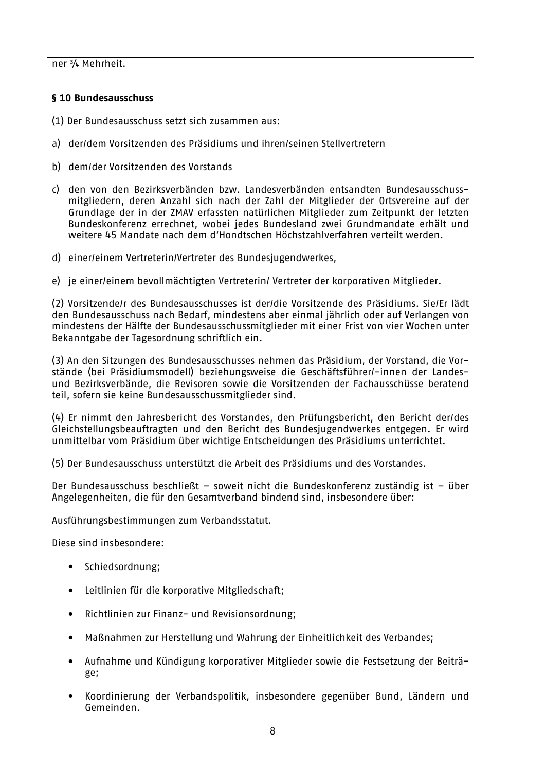ner ¾ Mehrheit.

### § 10 Bundesausschuss

(1) Der Bundesausschuss setzt sich zusammen aus:

a) der/dem Vorsitzenden des Präsidiums und ihren/seinen Stellvertretern

b) dem/der Vorsitzenden des Vorstands

c) den von den Bezirksverbänden bzw. Landesverbänden entsandten Bundesausschussmitgliedern, deren Anzahl sich nach der Zahl der Mitglieder der Ortsvereine auf der Grundlage der in der ZMAV erfassten natürlichen Mitglieder zum Zeitpunkt der letzten Bundeskonferenz errechnet, wobei jedes Bundesland zwei Grundmandate erhält und weitere 45 Mandate nach dem d'Hondtschen Höchstzahlverfahren verteilt werden.

d) einer/einem Vertreterin/Vertreter des Bundesjugendwerkes,

e) je einer/einem bevollmächtigten Vertreterin/ Vertreter der korporativen Mitglieder.

(2) Vorsitzende/r des Bundesausschusses ist der/die Vorsitzende des Präsidiums. Sie/Er lädt den Bundesausschuss nach Bedarf, mindestens aber einmal jährlich oder auf Verlangen von mindestens der Hälfte der Bundesausschussmitglieder mit einer Frist von vier Wochen unter Bekanntgabe der Tagesordnung schriftlich ein.

(3) An den Sitzungen des Bundesausschusses nehmen das Präsidium, der Vorstand, die Vorstände (bei Präsidiumsmodell) beziehungsweise die Geschäftsführer/-innen der Landes- und Bezirksverbände, die Revisoren sowie die Vorsitzenden der Fachausschüsse beratend teil, sofern sie keine Bundesausschussmitglieder sind.

(4) Er nimmt den Jahresbericht des Vorstandes, den Prüfungsbericht, den Bericht der/des Gleichstellungsbeauftragten und den Bericht des Bundesjugendwerkes entgegen. Er wird unmittelbar vom Präsidium über wichtige Entscheidungen des Präsidiums unterrichtet.

(5) Der Bundesausschuss unterstützt die Arbeit des Präsidiums und des Vorstandes.

Der Bundesausschuss beschließt – soweit nicht die Bundeskonferenz zuständig ist – über Angelegenheiten, die für den Gesamtverband bindend sind, insbesondere über:

Ausführungsbestimmungen zum Verbandsstatut.

Diese sind insbesondere:

- Schiedsordnung;
- Leitlinien für die korporative Mitgliedschaft;
- Richtlinien zur Finanz- und Revisionsordnung;
- Maßnahmen zur Herstellung und Wahrung der Einheitlichkeit des Verbandes;
- Aufnahme und Kündigung korporativer Mitglieder sowie die Festsetzung der Beiträge;
- Koordinierung der Verbandspolitik, insbesondere gegenüber Bund, Ländern und Gemeinden.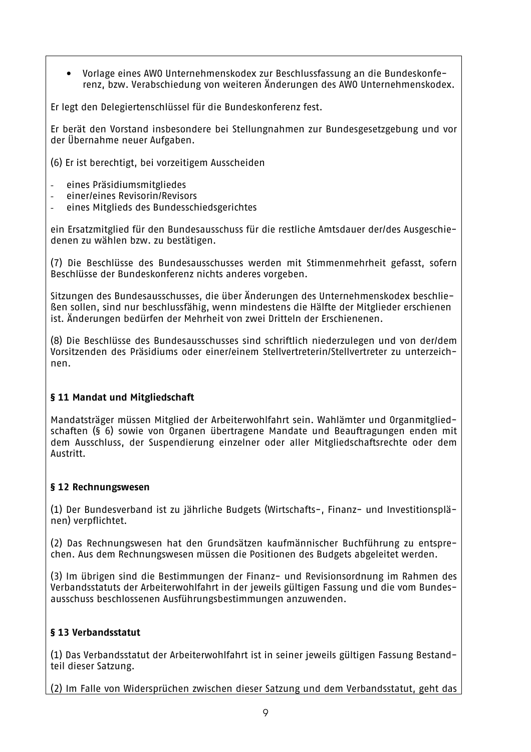- Vorlage eines AWO Unternehmenskodex zur Beschlussfassung an die Bundeskonferenz, bzw. Verabschiedung von weiteren Änderungen des AWO Unternehmenskodex.

Er legt den Delegiertenschlüssel für die Bundeskonferenz fest.

Er berät den Vorstand insbesondere bei Stellungnahmen zur Bundesgesetzgebung und vor der Übernahme neuer Aufgaben.

(6) Er ist berechtigt, bei vorzeitigem Ausscheiden

- eines Präsidiumsmitgliedes
- einer/eines Revisorin/Revisors
- eines Mitglieds des Bundesschiedsgerichtes

ein Ersatzmitglied für den Bundesausschuss für die restliche Amtsdauer der/des Ausgeschiedenen zu wählen bzw. zu bestätigen.

(7) Die Beschlüsse des Bundesausschusses werden mit Stimmenmehrheit gefasst, sofern Beschlüsse der Bundeskonferenz nichts anderes vorgeben.

Sitzungen des Bundesausschusses, die über Änderungen des Unternehmenskodex beschließen sollen, sind nur beschlussfähig, wenn mindestens die Hälfte der Mitglieder erschienen ist. Änderungen bedürfen der Mehrheit von zwei Dritteln der Erschienenen.

(8) Die Beschlüsse des Bundesausschusses sind schriftlich niederzulegen und von der/dem Vorsitzenden des Präsidiums oder einer/einem Stellvertreterin/Stellvertreter zu unterzeichnen.

**§ 11 Mandat und Mitgliedschaft**

Mandatsträger müssen Mitglied der Arbeiterwohlfahrt sein. Wahlämter und Organmitgliedschaften (§ 6) sowie von Organen übertragene Mandate und Beauftragungen enden mit dem Ausschluss, der Suspendierung einzelner oder aller Mitgliedschaftsrechte oder dem Austritt.

**§ 12 Rechnungswesen**

(1) Der Bundesverband ist zu jährliche Budgets (Wirtschafts-, Finanz- und Investitionsplänen) verpflichtet.

(2) Das Rechnungswesen hat den Grundsätzen kaufmännischer Buchführung zu entsprechen. Aus dem Rechnungswesen müssen die Positionen des Budgets abgeleitet werden.

(3) Im übrigen sind die Bestimmungen der Finanz- und Revisionsordnung im Rahmen des Verbandsstatuts der Arbeiterwohlfahrt in der jeweils gültigen Fassung und die vom Bundesausschuss beschlossenen Ausführungsbestimmungen anzuwenden.

**§ 13 Verbandsstatut**

(1) Das Verbandsstatut der Arbeiterwohlfahrt ist in seiner jeweils gültigen Fassung Bestandteil dieser Satzung.

(2) Im Falle von Widersprüchen zwischen dieser Satzung und dem Verbandsstatut, geht das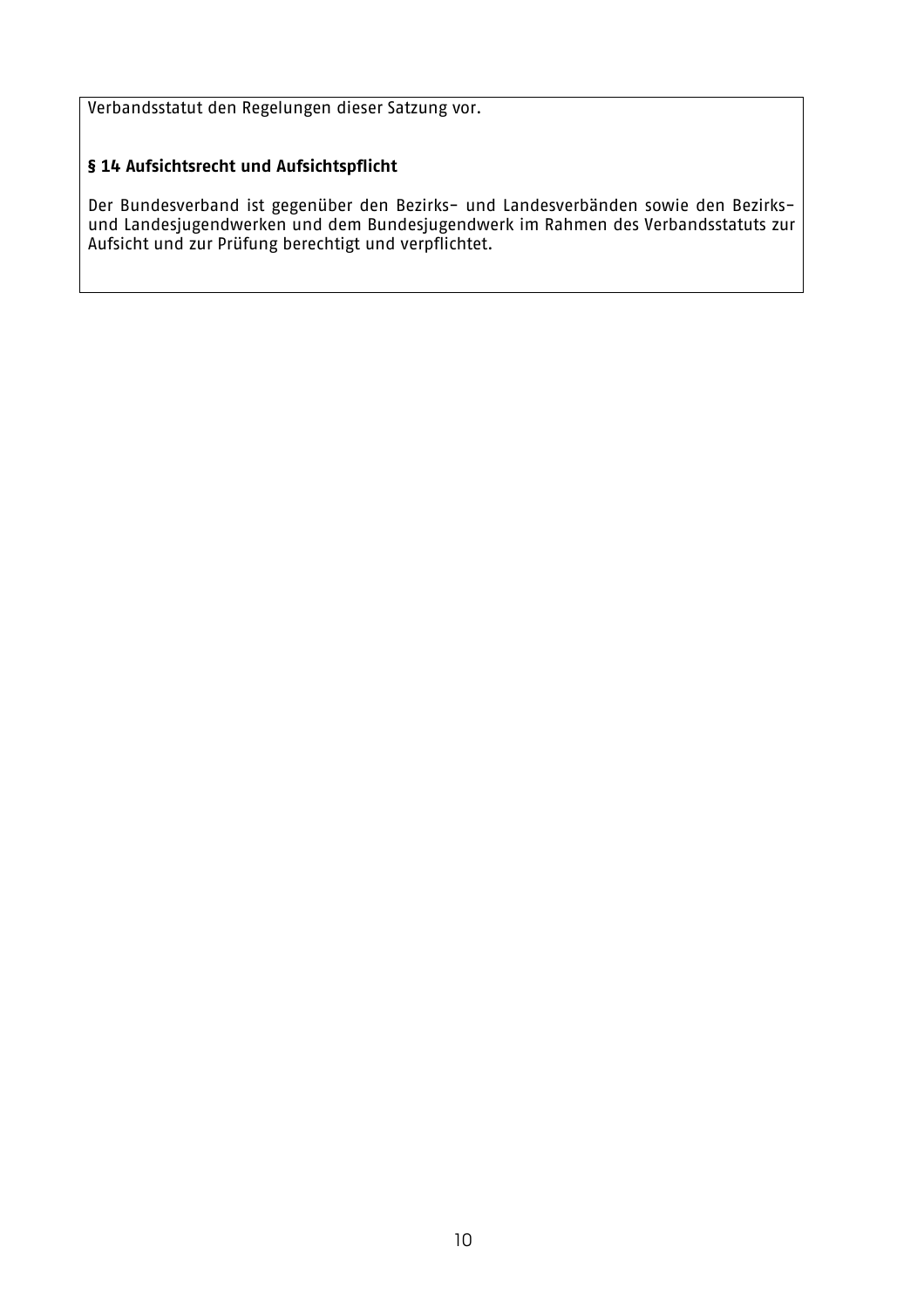Verbandsstatut den Regelungen dieser Satzung vor.

**§ 14 Aufsichtsrecht und Aufsichtspflicht**

Der Bundesverband ist gegenüber den Bezirks- und Landesverbänden sowie den Bezirks- und Landesjugendwerken und dem Bundesjugendwerk im Rahmen des Verbandsstatuts zur Aufsicht und zur Prüfung berechtigt und verpflichtet.